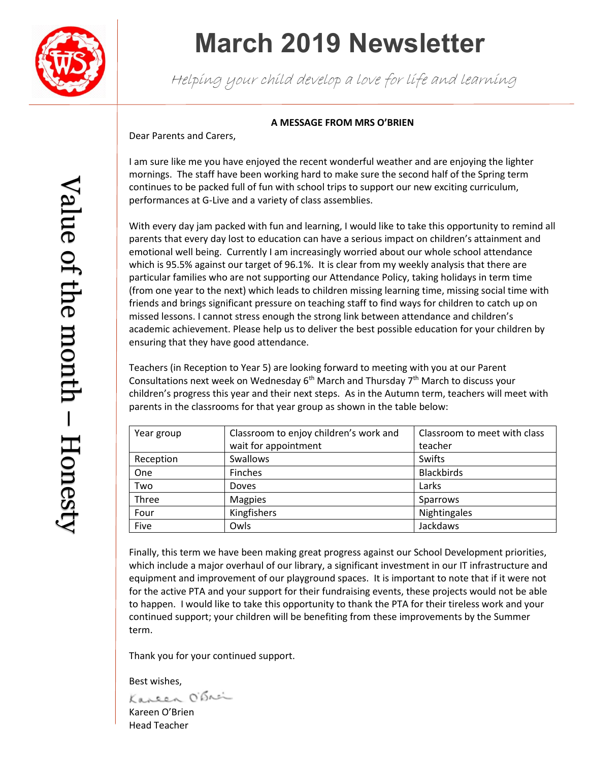# March 2019 Newsletter

*Helping your child develop a love for life and learning*

Value of the month – Honesty

**A MESSAGE FROM MRS O'BRIEN**

Dear Parents and Carers,

I am sure like me you have enjoyed the recent wonderful weather and are enjoying the lighter mornings. The staff have been working hard to make sure the second half of the Spring term continues to be packed full of fun with school trips to support our new exciting curriculum, performances at G-Live and a variety of class assemblies.

With every day jam packed with fun and learning, I would like to take this opportunity to remind all parents that every day lost to education can have a serious impact on children's attainment and emotional well being. Currently I am increasingly worried about our whole school attendance which is 95.5% against our target of 96.1%. It is clear from my weekly analysis that there are particular families who are not supporting our Attendance Policy, taking holidays in term time (from one year to the next) which leads to children missing learning time, missing social time with friends and brings significant pressure on teaching staff to find ways for children to catch up on missed lessons. I cannot stress enough the strong link between attendance and children's academic achievement. Please help us to deliver the best possible education for your children by ensuring that they have good attendance.

Teachers (in Reception to Year 5) are looking forward to meeting with you at our Parent Consultations next week on Wednesday 6th March and Thursday 7th March to discuss your children's progress this year and their next steps. As in the Autumn term, teachers will meet with parents in the classrooms for that year group as shown in the table below:

| Year group | Classroom to enjoy children's work and wait for appointment | Classroom to meet with class teacher |
|---|---|---|
| Reception | Swallows | Swifts |
| One | Finches | Blackbirds |
| Two | Doves | Larks |
| Three | Magpies | Sparrows |
| Four | Kingfishers | Nightingales |
| Five | Owls | Jackdaws |

Finally, this term we have been making great progress against our School Development priorities, which include a major overhaul of our library, a significant investment in our IT infrastructure and equipment and improvement of our playground spaces. It is important to note that if it were not for the active PTA and your support for their fundraising events, these projects would not be able to happen. I would like to take this opportunity to thank the PTA for their tireless work and your continued support; your children will be benefiting from these improvements by the Summer term.

Thank you for your continued support.

Best wishes,

Kareen O'Brien

Kareen O'Brien
Head Teacher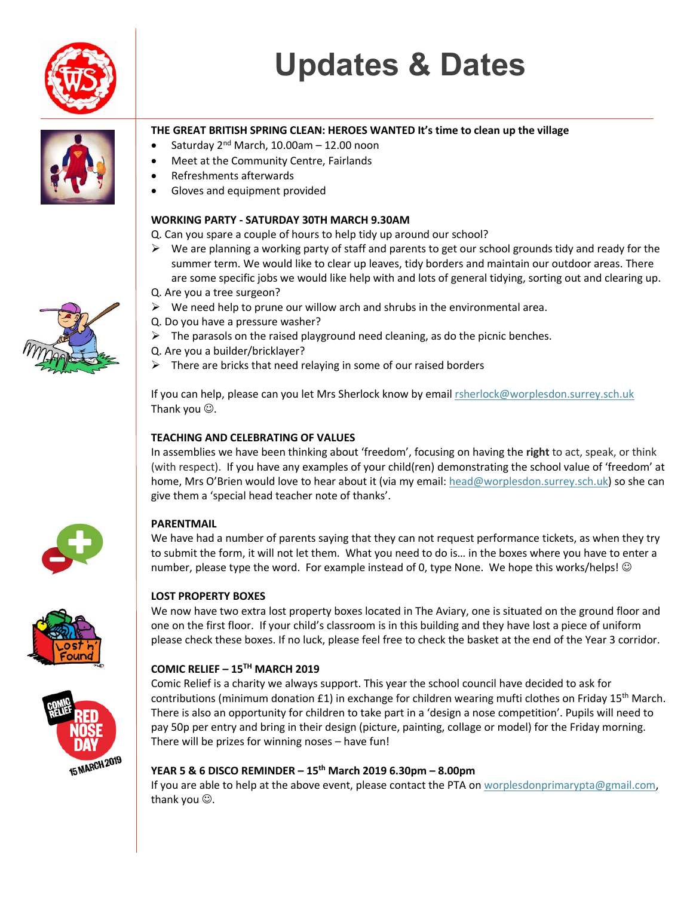# Updates & Dates

**THE GREAT BRITISH SPRING CLEAN: HEROES WANTED It's time to clean up the village**

- Saturday 2nd March, 10.00am – 12.00 noon
- Meet at the Community Centre, Fairlands
- Refreshments afterwards
- Gloves and equipment provided

**WORKING PARTY - SATURDAY 30TH MARCH 9.30AM**

Q. Can you spare a couple of hours to help tidy up around our school?

- We are planning a working party of staff and parents to get our school grounds tidy and ready for the summer term. We would like to clear up leaves, tidy borders and maintain our outdoor areas. There are some specific jobs we would like help with and lots of general tidying, sorting out and clearing up.

Q. Are you a tree surgeon?

- We need help to prune our willow arch and shrubs in the environmental area.

Q. Do you have a pressure washer?

- The parasols on the raised playground need cleaning, as do the picnic benches.

Q. Are you a builder/bricklayer?

- There are bricks that need relaying in some of our raised borders

If you can help, please can you let Mrs Sherlock know by email rsherlock@worplesdon.surrey.sch.uk
Thank you ☺.

**TEACHING AND CELEBRATING OF VALUES**

In assemblies we have been thinking about 'freedom', focusing on having the **right** to act, speak, or think (with respect). If you have any examples of your child(ren) demonstrating the school value of 'freedom' at home, Mrs O'Brien would love to hear about it (via my email: head@worplesdon.surrey.sch.uk) so she can give them a 'special head teacher note of thanks'.

**PARENTMAIL**

We have had a number of parents saying that they can not request performance tickets, as when they try to submit the form, it will not let them. What you need to do is… in the boxes where you have to enter a number, please type the word. For example instead of 0, type None. We hope this works/helps! ☺

**LOST PROPERTY BOXES**

We now have two extra lost property boxes located in The Aviary, one is situated on the ground floor and one on the first floor. If your child's classroom is in this building and they have lost a piece of uniform please check these boxes. If no luck, please feel free to check the basket at the end of the Year 3 corridor.

**COMIC RELIEF – 15TH MARCH 2019**

Comic Relief is a charity we always support. This year the school council have decided to ask for contributions (minimum donation £1) in exchange for children wearing mufti clothes on Friday 15th March. There is also an opportunity for children to take part in a 'design a nose competition'. Pupils will need to pay 50p per entry and bring in their design (picture, painting, collage or model) for the Friday morning. There will be prizes for winning noses – have fun!

**YEAR 5 & 6 DISCO REMINDER – 15th March 2019 6.30pm – 8.00pm**

If you are able to help at the above event, please contact the PTA on worplesdonprimarypta@gmail.com, thank you ☺.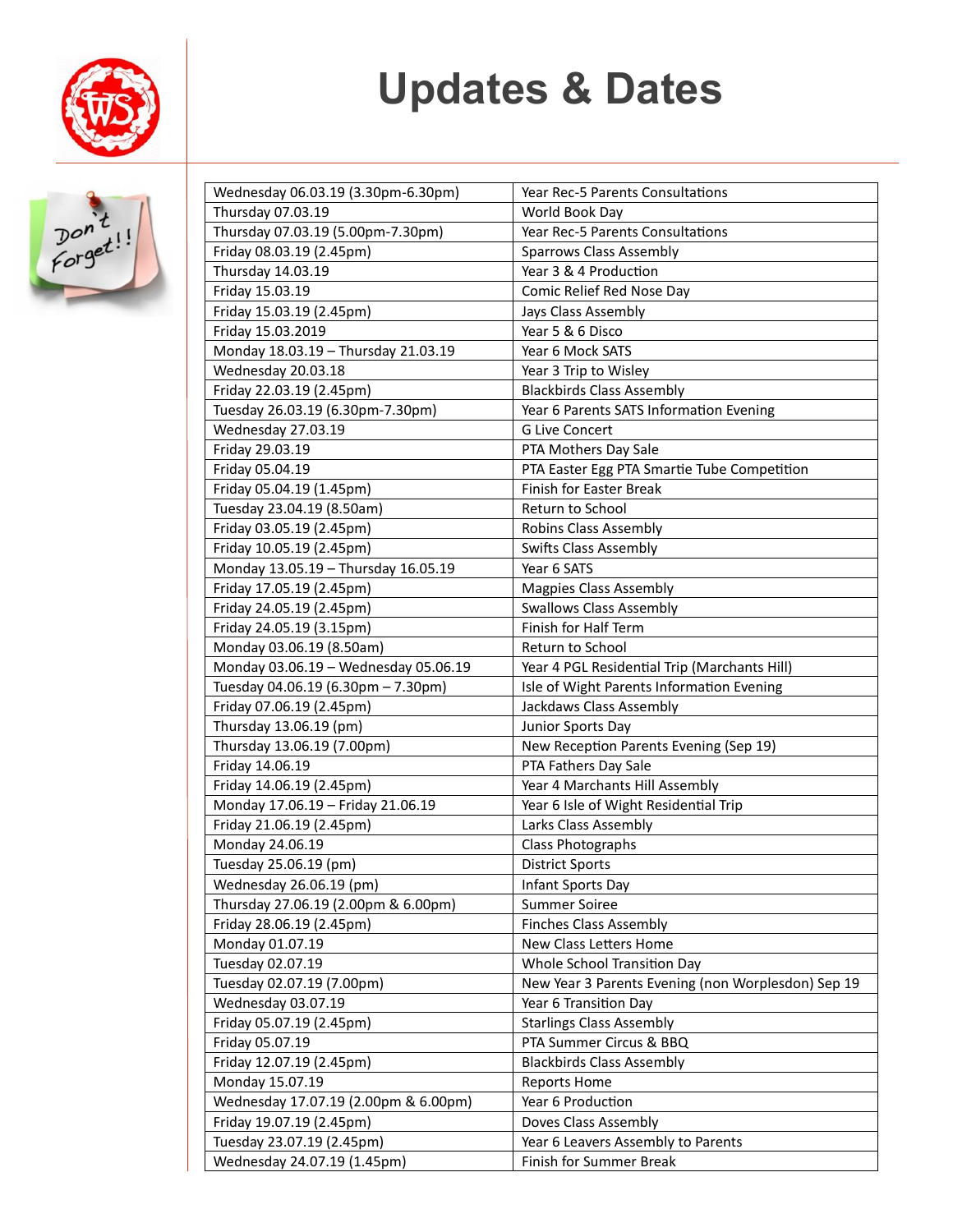# Updates & Dates

Don't Forget!!

| | |
|---|---|
| Wednesday 06.03.19 (3.30pm-6.30pm) | Year Rec-5 Parents Consultations |
| Thursday 07.03.19 | World Book Day |
| Thursday 07.03.19 (5.00pm-7.30pm) | Year Rec-5 Parents Consultations |
| Friday 08.03.19 (2.45pm) | Sparrows Class Assembly |
| Thursday 14.03.19 | Year 3 & 4 Production |
| Friday 15.03.19 | Comic Relief Red Nose Day |
| Friday 15.03.19 (2.45pm) | Jays Class Assembly |
| Friday 15.03.2019 | Year 5 & 6 Disco |
| Monday 18.03.19 – Thursday 21.03.19 | Year 6 Mock SATS |
| Wednesday 20.03.18 | Year 3 Trip to Wisley |
| Friday 22.03.19 (2.45pm) | Blackbirds Class Assembly |
| Tuesday 26.03.19 (6.30pm-7.30pm) | Year 6 Parents SATS Information Evening |
| Wednesday 27.03.19 | G Live Concert |
| Friday 29.03.19 | PTA Mothers Day Sale |
| Friday 05.04.19 | PTA Easter Egg PTA Smartie Tube Competition |
| Friday 05.04.19 (1.45pm) | Finish for Easter Break |
| Tuesday 23.04.19 (8.50am) | Return to School |
| Friday 03.05.19 (2.45pm) | Robins Class Assembly |
| Friday 10.05.19 (2.45pm) | Swifts Class Assembly |
| Monday 13.05.19 – Thursday 16.05.19 | Year 6 SATS |
| Friday 17.05.19 (2.45pm) | Magpies Class Assembly |
| Friday 24.05.19 (2.45pm) | Swallows Class Assembly |
| Friday 24.05.19 (3.15pm) | Finish for Half Term |
| Monday 03.06.19 (8.50am) | Return to School |
| Monday 03.06.19 – Wednesday 05.06.19 | Year 4 PGL Residential Trip (Marchants Hill) |
| Tuesday 04.06.19 (6.30pm – 7.30pm) | Isle of Wight Parents Information Evening |
| Friday 07.06.19 (2.45pm) | Jackdaws Class Assembly |
| Thursday 13.06.19 (pm) | Junior Sports Day |
| Thursday 13.06.19 (7.00pm) | New Reception Parents Evening (Sep 19) |
| Friday 14.06.19 | PTA Fathers Day Sale |
| Friday 14.06.19 (2.45pm) | Year 4 Marchants Hill Assembly |
| Monday 17.06.19 – Friday 21.06.19 | Year 6 Isle of Wight Residential Trip |
| Friday 21.06.19 (2.45pm) | Larks Class Assembly |
| Monday 24.06.19 | Class Photographs |
| Tuesday 25.06.19 (pm) | District Sports |
| Wednesday 26.06.19 (pm) | Infant Sports Day |
| Thursday 27.06.19 (2.00pm & 6.00pm) | Summer Soiree |
| Friday 28.06.19 (2.45pm) | Finches Class Assembly |
| Monday 01.07.19 | New Class Letters Home |
| Tuesday 02.07.19 | Whole School Transition Day |
| Tuesday 02.07.19 (7.00pm) | New Year 3 Parents Evening (non Worplesdon) Sep 19 |
| Wednesday 03.07.19 | Year 6 Transition Day |
| Friday 05.07.19 (2.45pm) | Starlings Class Assembly |
| Friday 05.07.19 | PTA Summer Circus & BBQ |
| Friday 12.07.19 (2.45pm) | Blackbirds Class Assembly |
| Monday 15.07.19 | Reports Home |
| Wednesday 17.07.19 (2.00pm & 6.00pm) | Year 6 Production |
| Friday 19.07.19 (2.45pm) | Doves Class Assembly |
| Tuesday 23.07.19 (2.45pm) | Year 6 Leavers Assembly to Parents |
| Wednesday 24.07.19 (1.45pm) | Finish for Summer Break |